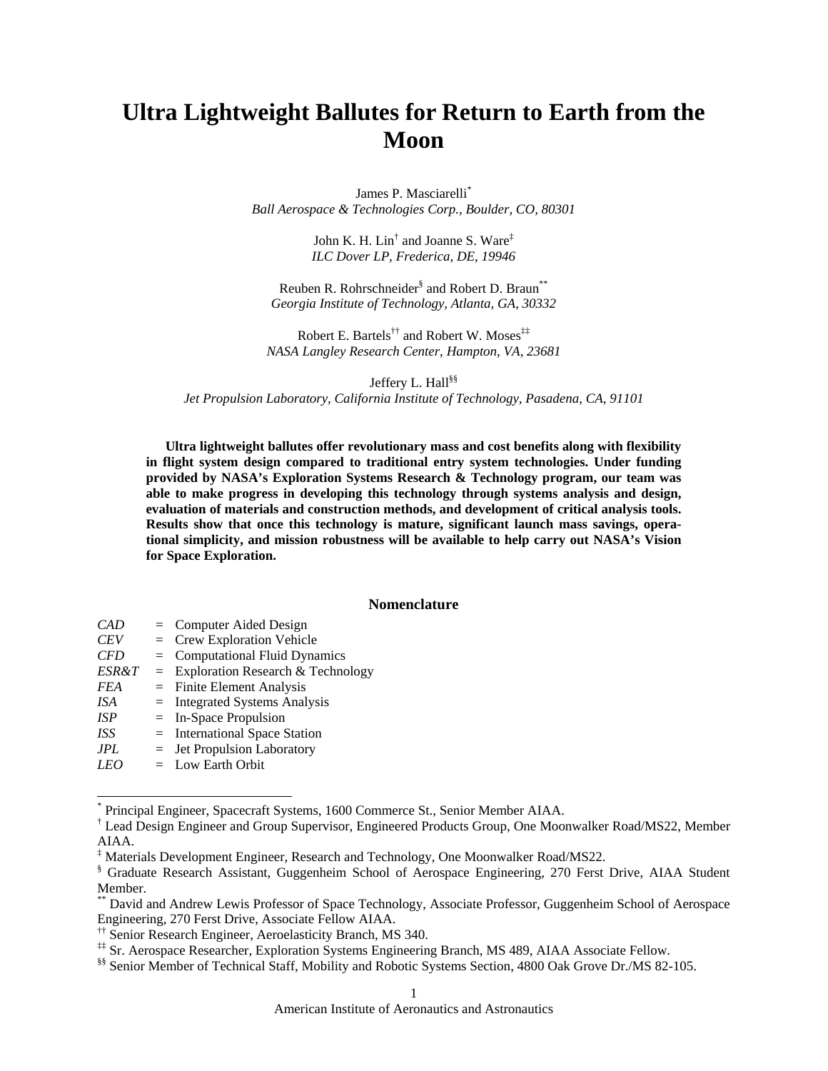# Ultra Lightweight Ballutes for Return to Earth from the Moon

James P. Masciarelli[*]
*Ball Aerospace & Technologies Corp., Boulder, CO, 80301*

John K. H. Lin[†] and Joanne S. Ware[‡]
*ILC Dover LP, Frederica, DE, 19946*

Reuben R. Rohrschneider[§] and Robert D. Braun[**]
*Georgia Institute of Technology, Atlanta, GA, 30332*

Robert E. Bartels[††] and Robert W. Moses[‡‡]
*NASA Langley Research Center, Hampton, VA, 23681*

Jeffery L. Hall[§§]
*Jet Propulsion Laboratory, California Institute of Technology, Pasadena, CA, 91101*

**Ultra lightweight ballutes offer revolutionary mass and cost benefits along with flexibility in flight system design compared to traditional entry system technologies. Under funding provided by NASA's Exploration Systems Research & Technology program, our team was able to make progress in developing this technology through systems analysis and design, evaluation of materials and construction methods, and development of critical analysis tools. Results show that once this technology is mature, significant launch mass savings, operational simplicity, and mission robustness will be available to help carry out NASA's Vision for Space Exploration.**

## Nomenclature

| | | |
|---|---|---|
| *CAD* | = | Computer Aided Design |
| *CEV* | = | Crew Exploration Vehicle |
| *CFD* | = | Computational Fluid Dynamics |
| *ESR&T* | = | Exploration Research & Technology |
| *FEA* | = | Finite Element Analysis |
| *ISA* | = | Integrated Systems Analysis |
| *ISP* | = | In-Space Propulsion |
| *ISS* | = | International Space Station |
| *JPL* | = | Jet Propulsion Laboratory |
| *LEO* | = | Low Earth Orbit |

---

[*] Principal Engineer, Spacecraft Systems, 1600 Commerce St., Senior Member AIAA.

[†] Lead Design Engineer and Group Supervisor, Engineered Products Group, One Moonwalker Road/MS22, Member AIAA.

[‡] Materials Development Engineer, Research and Technology, One Moonwalker Road/MS22.

[§] Graduate Research Assistant, Guggenheim School of Aerospace Engineering, 270 Ferst Drive, AIAA Student Member.

[**] David and Andrew Lewis Professor of Space Technology, Associate Professor, Guggenheim School of Aerospace Engineering, 270 Ferst Drive, Associate Fellow AIAA.

[††] Senior Research Engineer, Aeroelasticity Branch, MS 340.

[‡‡] Sr. Aerospace Researcher, Exploration Systems Engineering Branch, MS 489, AIAA Associate Fellow.

[§§] Senior Member of Technical Staff, Mobility and Robotic Systems Section, 4800 Oak Grove Dr./MS 82-105.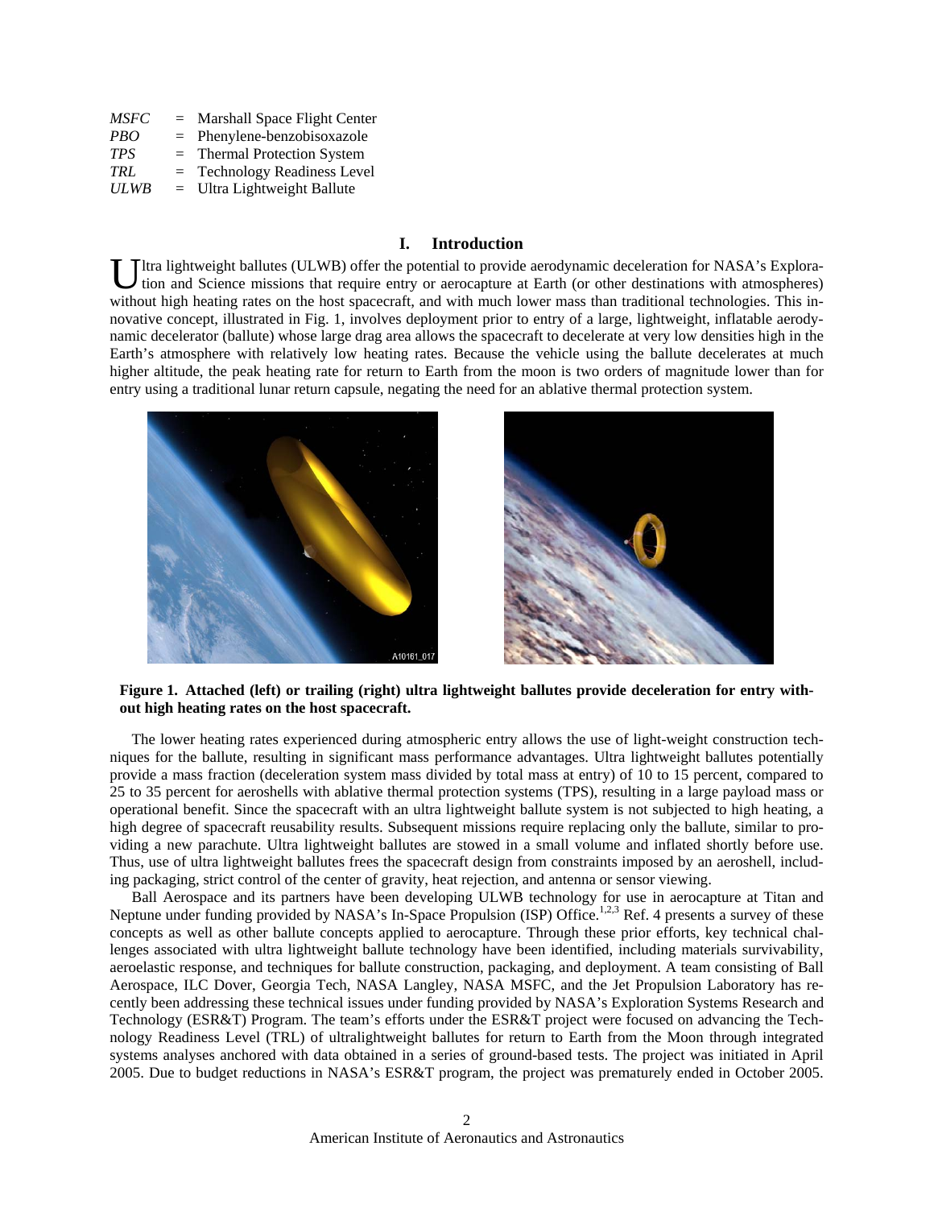| | | |
|---|---|---|
| *MSFC* | = | Marshall Space Flight Center |
| *PBO* | = | Phenylene-benzobisoxazole |
| *TPS* | = | Thermal Protection System |
| *TRL* | = | Technology Readiness Level |
| *ULWB* | = | Ultra Lightweight Ballute |

## I. Introduction

Ultra lightweight ballutes (ULWB) offer the potential to provide aerodynamic deceleration for NASA's Exploration and Science missions that require entry or aerocapture at Earth (or other destinations with atmospheres) without high heating rates on the host spacecraft, and with much lower mass than traditional technologies. This innovative concept, illustrated in Fig. 1, involves deployment prior to entry of a large, lightweight, inflatable aerodynamic decelerator (ballute) whose large drag area allows the spacecraft to decelerate at very low densities high in the Earth's atmosphere with relatively low heating rates. Because the vehicle using the ballute decelerates at much higher altitude, the peak heating rate for return to Earth from the moon is two orders of magnitude lower than for entry using a traditional lunar return capsule, negating the need for an ablative thermal protection system.

**Figure 1. Attached (left) or trailing (right) ultra lightweight ballutes provide deceleration for entry without high heating rates on the host spacecraft.**

The lower heating rates experienced during atmospheric entry allows the use of light-weight construction techniques for the ballute, resulting in significant mass performance advantages. Ultra lightweight ballutes potentially provide a mass fraction (deceleration system mass divided by total mass at entry) of 10 to 15 percent, compared to 25 to 35 percent for aeroshells with ablative thermal protection systems (TPS), resulting in a large payload mass or operational benefit. Since the spacecraft with an ultra lightweight ballute system is not subjected to high heating, a high degree of spacecraft reusability results. Subsequent missions require replacing only the ballute, similar to providing a new parachute. Ultra lightweight ballutes are stowed in a small volume and inflated shortly before use. Thus, use of ultra lightweight ballutes frees the spacecraft design from constraints imposed by an aeroshell, including packaging, strict control of the center of gravity, heat rejection, and antenna or sensor viewing.

Ball Aerospace and its partners have been developing ULWB technology for use in aerocapture at Titan and Neptune under funding provided by NASA's In-Space Propulsion (ISP) Office.[1,2,3] Ref. 4 presents a survey of these concepts as well as other ballute concepts applied to aerocapture. Through these prior efforts, key technical challenges associated with ultra lightweight ballute technology have been identified, including materials survivability, aeroelastic response, and techniques for ballute construction, packaging, and deployment. A team consisting of Ball Aerospace, ILC Dover, Georgia Tech, NASA Langley, NASA MSFC, and the Jet Propulsion Laboratory has recently been addressing these technical issues under funding provided by NASA's Exploration Systems Research and Technology (ESR&T) Program. The team's efforts under the ESR&T project were focused on advancing the Technology Readiness Level (TRL) of ultralightweight ballutes for return to Earth from the Moon through integrated systems analyses anchored with data obtained in a series of ground-based tests. The project was initiated in April 2005. Due to budget reductions in NASA's ESR&T program, the project was prematurely ended in October 2005.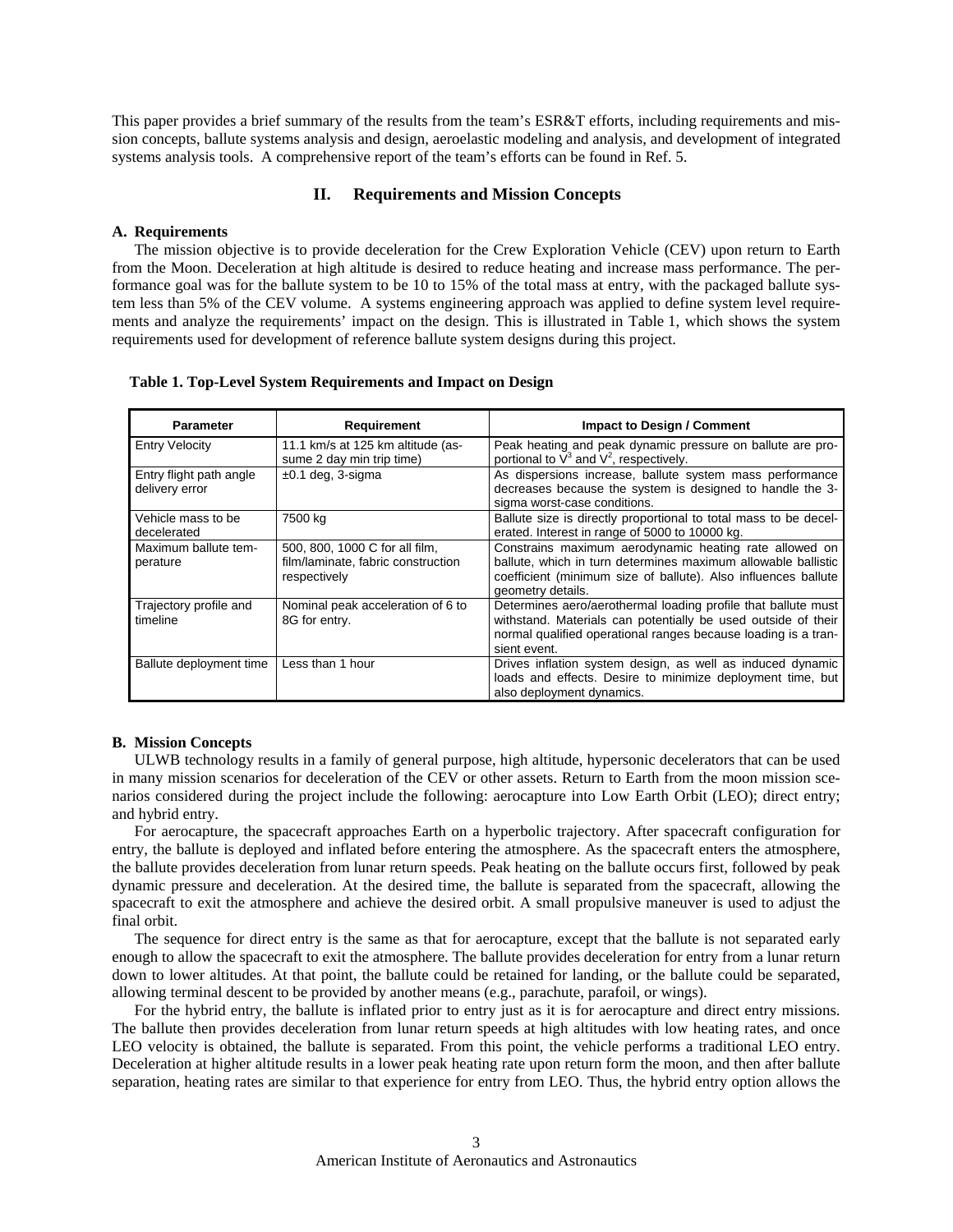This paper provides a brief summary of the results from the team's ESR&T efforts, including requirements and mission concepts, ballute systems analysis and design, aeroelastic modeling and analysis, and development of integrated systems analysis tools. A comprehensive report of the team's efforts can be found in Ref. 5.

## II. Requirements and Mission Concepts

### A. Requirements

The mission objective is to provide deceleration for the Crew Exploration Vehicle (CEV) upon return to Earth from the Moon. Deceleration at high altitude is desired to reduce heating and increase mass performance. The performance goal was for the ballute system to be 10 to 15% of the total mass at entry, with the packaged ballute system less than 5% of the CEV volume. A systems engineering approach was applied to define system level requirements and analyze the requirements' impact on the design. This is illustrated in Table 1, which shows the system requirements used for development of reference ballute system designs during this project.

**Table 1. Top-Level System Requirements and Impact on Design**

| Parameter | Requirement | Impact to Design / Comment |
|---|---|---|
| Entry Velocity | 11.1 km/s at 125 km altitude (assume 2 day min trip time) | Peak heating and peak dynamic pressure on ballute are proportional to $V^3$ and $V^2$, respectively. |
| Entry flight path angle delivery error | ±0.1 deg, 3-sigma | As dispersions increase, ballute system mass performance decreases because the system is designed to handle the 3-sigma worst-case conditions. |
| Vehicle mass to be decelerated | 7500 kg | Ballute size is directly proportional to total mass to be decelerated. Interest in range of 5000 to 10000 kg. |
| Maximum ballute temperature | 500, 800, 1000 C for all film, film/laminate, fabric construction respectively | Constrains maximum aerodynamic heating rate allowed on ballute, which in turn determines maximum allowable ballistic coefficient (minimum size of ballute). Also influences ballute geometry details. |
| Trajectory profile and timeline | Nominal peak acceleration of 6 to 8G for entry. | Determines aero/aerothermal loading profile that ballute must withstand. Materials can potentially be used outside of their normal qualified operational ranges because loading is a transient event. |
| Ballute deployment time | Less than 1 hour | Drives inflation system design, as well as induced dynamic loads and effects. Desire to minimize deployment time, but also deployment dynamics. |

### B. Mission Concepts

ULWB technology results in a family of general purpose, high altitude, hypersonic decelerators that can be used in many mission scenarios for deceleration of the CEV or other assets. Return to Earth from the moon mission scenarios considered during the project include the following: aerocapture into Low Earth Orbit (LEO); direct entry; and hybrid entry.

For aerocapture, the spacecraft approaches Earth on a hyperbolic trajectory. After spacecraft configuration for entry, the ballute is deployed and inflated before entering the atmosphere. As the spacecraft enters the atmosphere, the ballute provides deceleration from lunar return speeds. Peak heating on the ballute occurs first, followed by peak dynamic pressure and deceleration. At the desired time, the ballute is separated from the spacecraft, allowing the spacecraft to exit the atmosphere and achieve the desired orbit. A small propulsive maneuver is used to adjust the final orbit.

The sequence for direct entry is the same as that for aerocapture, except that the ballute is not separated early enough to allow the spacecraft to exit the atmosphere. The ballute provides deceleration for entry from a lunar return down to lower altitudes. At that point, the ballute could be retained for landing, or the ballute could be separated, allowing terminal descent to be provided by another means (e.g., parachute, parafoil, or wings).

For the hybrid entry, the ballute is inflated prior to entry just as it is for aerocapture and direct entry missions. The ballute then provides deceleration from lunar return speeds at high altitudes with low heating rates, and once LEO velocity is obtained, the ballute is separated. From this point, the vehicle performs a traditional LEO entry. Deceleration at higher altitude results in a lower peak heating rate upon return form the moon, and then after ballute separation, heating rates are similar to that experience for entry from LEO. Thus, the hybrid entry option allows the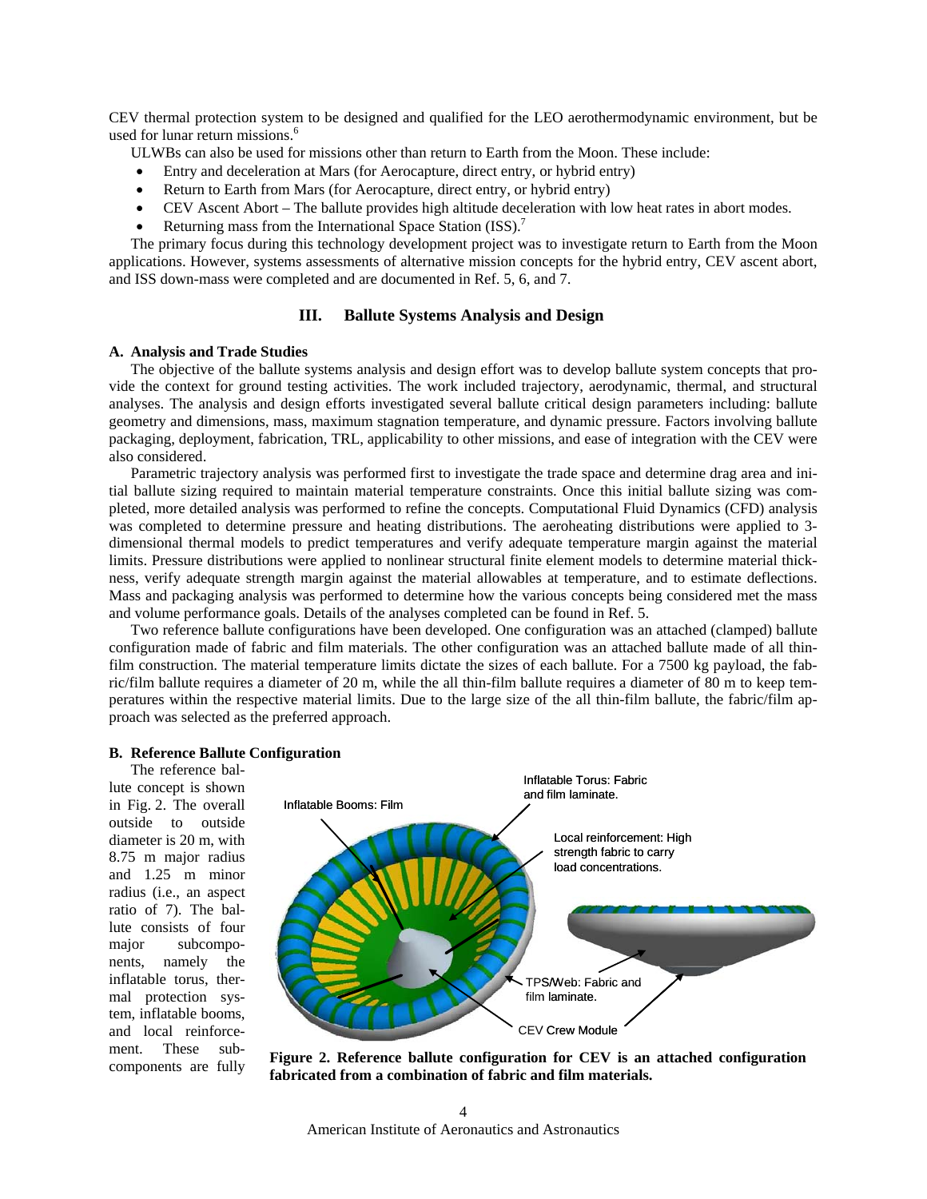CEV thermal protection system to be designed and qualified for the LEO aerothermodynamic environment, but be used for lunar return missions.[6]

ULWBs can also be used for missions other than return to Earth from the Moon. These include:

- Entry and deceleration at Mars (for Aerocapture, direct entry, or hybrid entry)
- Return to Earth from Mars (for Aerocapture, direct entry, or hybrid entry)
- CEV Ascent Abort – The ballute provides high altitude deceleration with low heat rates in abort modes.
- Returning mass from the International Space Station (ISS).[7]

The primary focus during this technology development project was to investigate return to Earth from the Moon applications. However, systems assessments of alternative mission concepts for the hybrid entry, CEV ascent abort, and ISS down-mass were completed and are documented in Ref. 5, 6, and 7.

## III. Ballute Systems Analysis and Design

### A. Analysis and Trade Studies

The objective of the ballute systems analysis and design effort was to develop ballute system concepts that provide the context for ground testing activities. The work included trajectory, aerodynamic, thermal, and structural analyses. The analysis and design efforts investigated several ballute critical design parameters including: ballute geometry and dimensions, mass, maximum stagnation temperature, and dynamic pressure. Factors involving ballute packaging, deployment, fabrication, TRL, applicability to other missions, and ease of integration with the CEV were also considered.

Parametric trajectory analysis was performed first to investigate the trade space and determine drag area and initial ballute sizing required to maintain material temperature constraints. Once this initial ballute sizing was completed, more detailed analysis was performed to refine the concepts. Computational Fluid Dynamics (CFD) analysis was completed to determine pressure and heating distributions. The aeroheating distributions were applied to 3-dimensional thermal models to predict temperatures and verify adequate temperature margin against the material limits. Pressure distributions were applied to nonlinear structural finite element models to determine material thickness, verify adequate strength margin against the material allowables at temperature, and to estimate deflections. Mass and packaging analysis was performed to determine how the various concepts being considered met the mass and volume performance goals. Details of the analyses completed can be found in Ref. 5.

Two reference ballute configurations have been developed. One configuration was an attached (clamped) ballute configuration made of fabric and film materials. The other configuration was an attached ballute made of all thin-film construction. The material temperature limits dictate the sizes of each ballute. For a 7500 kg payload, the fabric/film ballute requires a diameter of 20 m, while the all thin-film ballute requires a diameter of 80 m to keep temperatures within the respective material limits. Due to the large size of the all thin-film ballute, the fabric/film approach was selected as the preferred approach.

### B. Reference Ballute Configuration

The reference ballute concept is shown in Fig. 2. The overall outside to outside diameter is 20 m, with 8.75 m major radius and 1.25 m minor radius (i.e., an aspect ratio of 7). The ballute consists of four major subcomponents, namely the inflatable torus, thermal protection system, inflatable booms, and local reinforcement. These subcomponents are fully

Inflatable Torus: Fabric and film laminate.
Inflatable Booms: Film
Local reinforcement: High strength fabric to carry load concentrations.
TPS/Web: Fabric and film laminate.
CEV Crew Module

**Figure 2. Reference ballute configuration for CEV is an attached configuration fabricated from a combination of fabric and film materials.**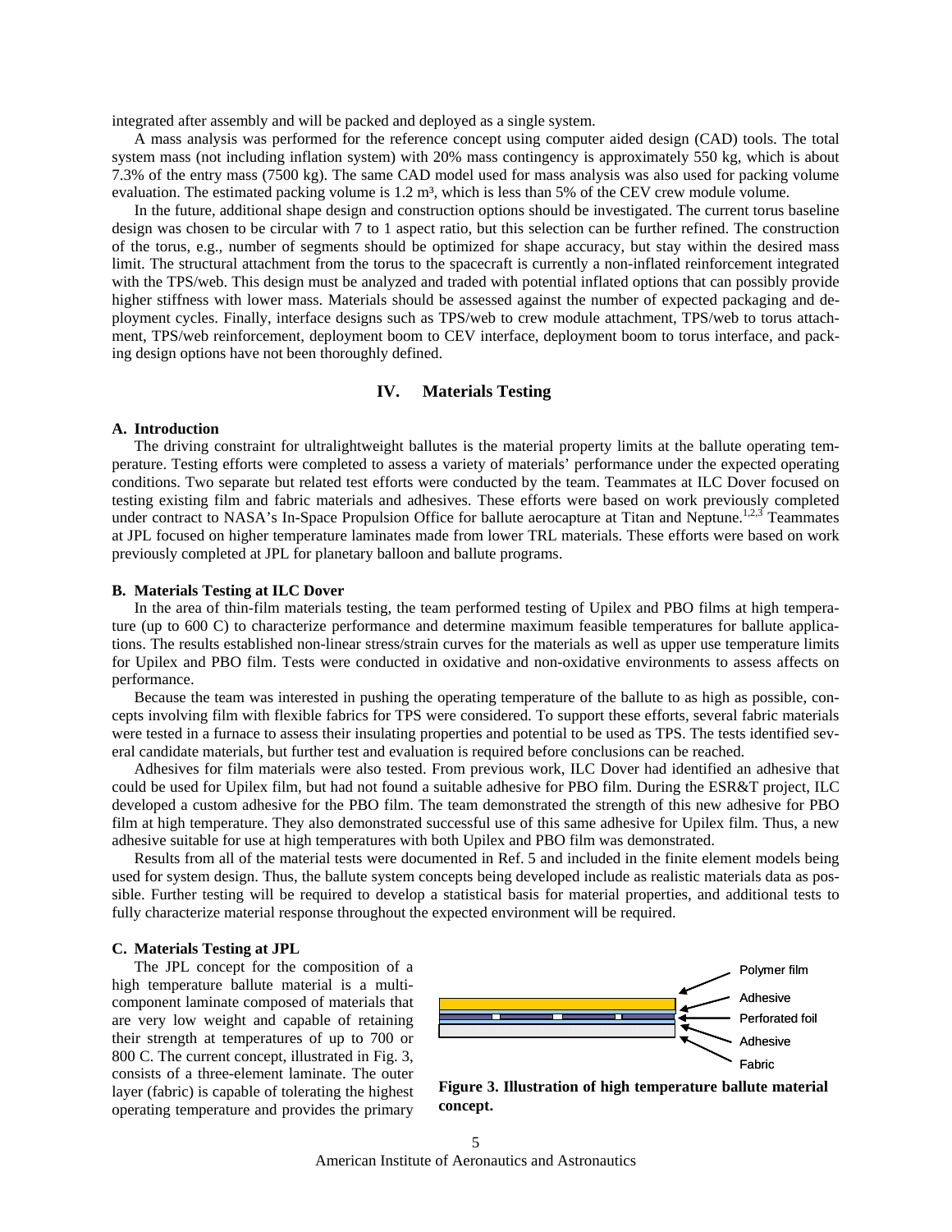integrated after assembly and will be packed and deployed as a single system.

A mass analysis was performed for the reference concept using computer aided design (CAD) tools. The total system mass (not including inflation system) with 20% mass contingency is approximately 550 kg, which is about 7.3% of the entry mass (7500 kg). The same CAD model used for mass analysis was also used for packing volume evaluation. The estimated packing volume is 1.2 m³, which is less than 5% of the CEV crew module volume.

In the future, additional shape design and construction options should be investigated. The current torus baseline design was chosen to be circular with 7 to 1 aspect ratio, but this selection can be further refined. The construction of the torus, e.g., number of segments should be optimized for shape accuracy, but stay within the desired mass limit. The structural attachment from the torus to the spacecraft is currently a non-inflated reinforcement integrated with the TPS/web. This design must be analyzed and traded with potential inflated options that can possibly provide higher stiffness with lower mass. Materials should be assessed against the number of expected packaging and deployment cycles. Finally, interface designs such as TPS/web to crew module attachment, TPS/web to torus attachment, TPS/web reinforcement, deployment boom to CEV interface, deployment boom to torus interface, and packing design options have not been thoroughly defined.

## IV. Materials Testing

### A. Introduction

The driving constraint for ultralightweight ballutes is the material property limits at the ballute operating temperature. Testing efforts were completed to assess a variety of materials' performance under the expected operating conditions. Two separate but related test efforts were conducted by the team. Teammates at ILC Dover focused on testing existing film and fabric materials and adhesives. These efforts were based on work previously completed under contract to NASA's In-Space Propulsion Office for ballute aerocapture at Titan and Neptune.[1,2,3] Teammates at JPL focused on higher temperature laminates made from lower TRL materials. These efforts were based on work previously completed at JPL for planetary balloon and ballute programs.

### B. Materials Testing at ILC Dover

In the area of thin-film materials testing, the team performed testing of Upilex and PBO films at high temperature (up to 600 C) to characterize performance and determine maximum feasible temperatures for ballute applications. The results established non-linear stress/strain curves for the materials as well as upper use temperature limits for Upilex and PBO film. Tests were conducted in oxidative and non-oxidative environments to assess affects on performance.

Because the team was interested in pushing the operating temperature of the ballute to as high as possible, concepts involving film with flexible fabrics for TPS were considered. To support these efforts, several fabric materials were tested in a furnace to assess their insulating properties and potential to be used as TPS. The tests identified several candidate materials, but further test and evaluation is required before conclusions can be reached.

Adhesives for film materials were also tested. From previous work, ILC Dover had identified an adhesive that could be used for Upilex film, but had not found a suitable adhesive for PBO film. During the ESR&T project, ILC developed a custom adhesive for the PBO film. The team demonstrated the strength of this new adhesive for PBO film at high temperature. They also demonstrated successful use of this same adhesive for Upilex film. Thus, a new adhesive suitable for use at high temperatures with both Upilex and PBO film was demonstrated.

Results from all of the material tests were documented in Ref. 5 and included in the finite element models being used for system design. Thus, the ballute system concepts being developed include as realistic materials data as possible. Further testing will be required to develop a statistical basis for material properties, and additional tests to fully characterize material response throughout the expected environment will be required.

### C. Materials Testing at JPL

The JPL concept for the composition of a high temperature ballute material is a multi-component laminate composed of materials that are very low weight and capable of retaining their strength at temperatures of up to 700 or 800 C. The current concept, illustrated in Fig. 3, consists of a three-element laminate. The outer layer (fabric) is capable of tolerating the highest operating temperature and provides the primary

Polymer film
Adhesive
Perforated foil
Adhesive
Fabric

**Figure 3. Illustration of high temperature ballute material concept.**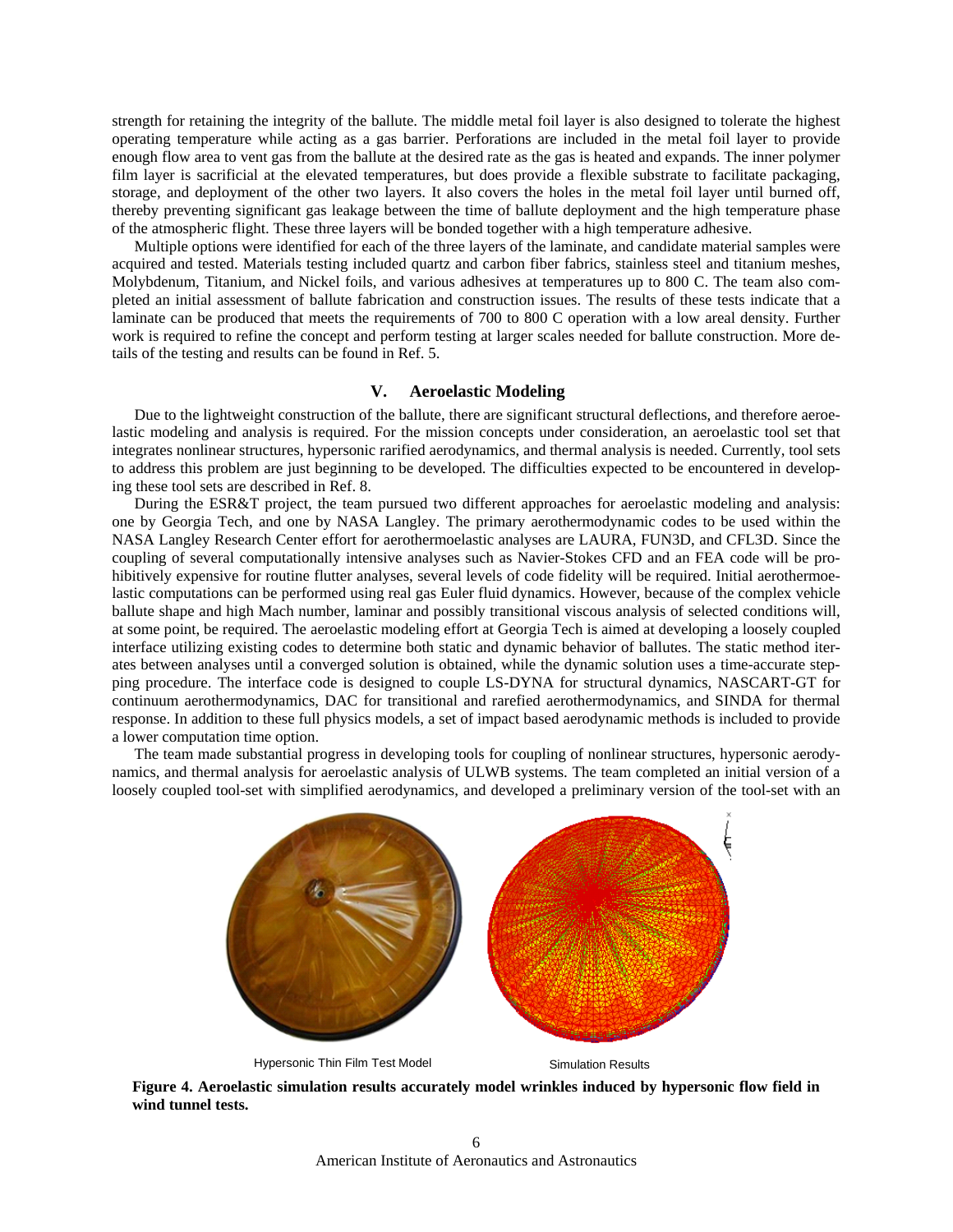strength for retaining the integrity of the ballute. The middle metal foil layer is also designed to tolerate the highest operating temperature while acting as a gas barrier. Perforations are included in the metal foil layer to provide enough flow area to vent gas from the ballute at the desired rate as the gas is heated and expands. The inner polymer film layer is sacrificial at the elevated temperatures, but does provide a flexible substrate to facilitate packaging, storage, and deployment of the other two layers. It also covers the holes in the metal foil layer until burned off, thereby preventing significant gas leakage between the time of ballute deployment and the high temperature phase of the atmospheric flight. These three layers will be bonded together with a high temperature adhesive.

Multiple options were identified for each of the three layers of the laminate, and candidate material samples were acquired and tested. Materials testing included quartz and carbon fiber fabrics, stainless steel and titanium meshes, Molybdenum, Titanium, and Nickel foils, and various adhesives at temperatures up to 800 C. The team also completed an initial assessment of ballute fabrication and construction issues. The results of these tests indicate that a laminate can be produced that meets the requirements of 700 to 800 C operation with a low areal density. Further work is required to refine the concept and perform testing at larger scales needed for ballute construction. More details of the testing and results can be found in Ref. 5.

## V. Aeroelastic Modeling

Due to the lightweight construction of the ballute, there are significant structural deflections, and therefore aeroelastic modeling and analysis is required. For the mission concepts under consideration, an aeroelastic tool set that integrates nonlinear structures, hypersonic rarified aerodynamics, and thermal analysis is needed. Currently, tool sets to address this problem are just beginning to be developed. The difficulties expected to be encountered in developing these tool sets are described in Ref. 8.

During the ESR&T project, the team pursued two different approaches for aeroelastic modeling and analysis: one by Georgia Tech, and one by NASA Langley. The primary aerothermodynamic codes to be used within the NASA Langley Research Center effort for aerothermoelastic analyses are LAURA, FUN3D, and CFL3D. Since the coupling of several computationally intensive analyses such as Navier-Stokes CFD and an FEA code will be prohibitively expensive for routine flutter analyses, several levels of code fidelity will be required. Initial aerothermoelastic computations can be performed using real gas Euler fluid dynamics. However, because of the complex vehicle ballute shape and high Mach number, laminar and possibly transitional viscous analysis of selected conditions will, at some point, be required. The aeroelastic modeling effort at Georgia Tech is aimed at developing a loosely coupled interface utilizing existing codes to determine both static and dynamic behavior of ballutes. The static method iterates between analyses until a converged solution is obtained, while the dynamic solution uses a time-accurate stepping procedure. The interface code is designed to couple LS-DYNA for structural dynamics, NASCART-GT for continuum aerothermodynamics, DAC for transitional and rarefied aerothermodynamics, and SINDA for thermal response. In addition to these full physics models, a set of impact based aerodynamic methods is included to provide a lower computation time option.

The team made substantial progress in developing tools for coupling of nonlinear structures, hypersonic aerodynamics, and thermal analysis for aeroelastic analysis of ULWB systems. The team completed an initial version of a loosely coupled tool-set with simplified aerodynamics, and developed a preliminary version of the tool-set with an

Hypersonic Thin Film Test Model    Simulation Results

**Figure 4. Aeroelastic simulation results accurately model wrinkles induced by hypersonic flow field in wind tunnel tests.**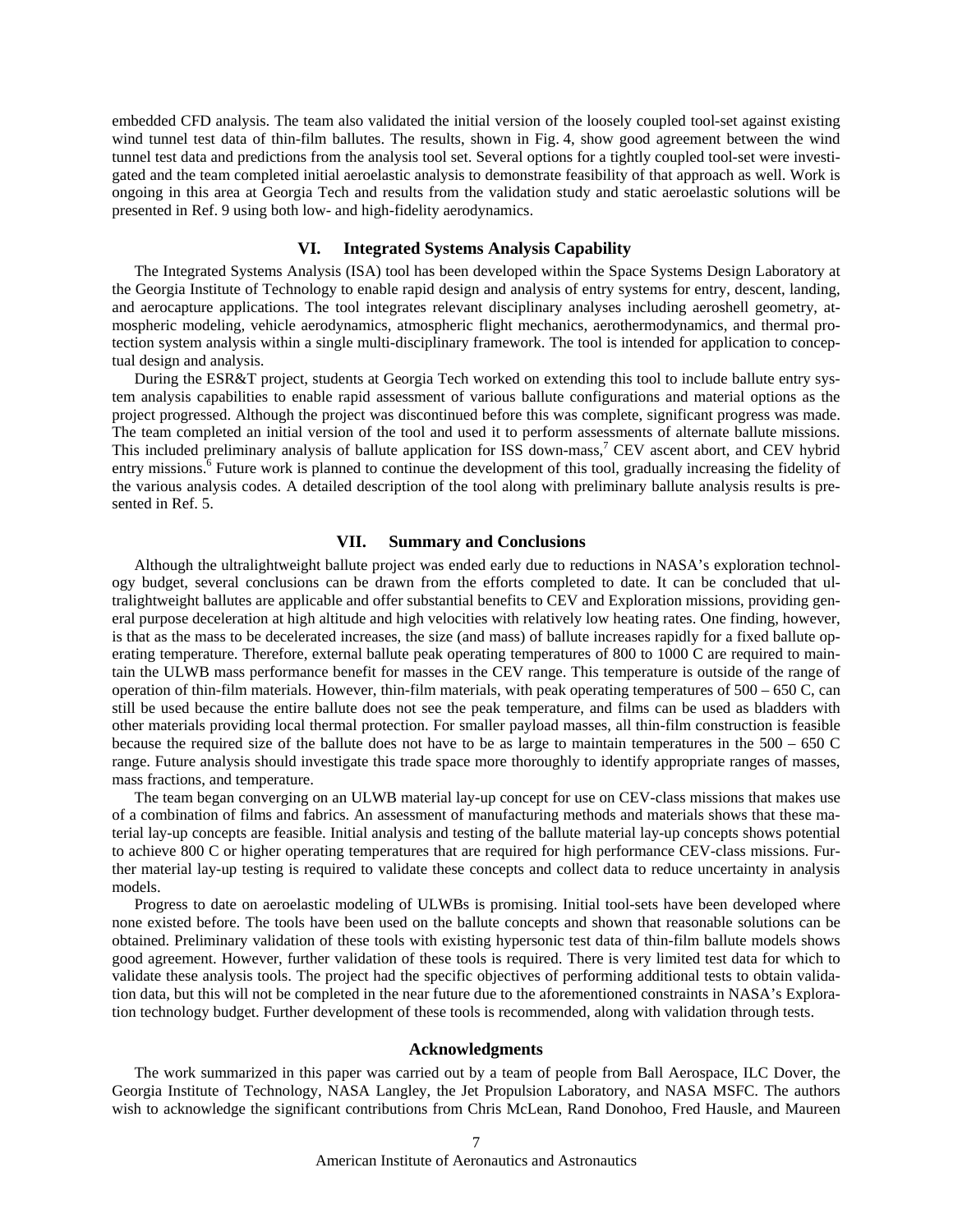embedded CFD analysis. The team also validated the initial version of the loosely coupled tool-set against existing wind tunnel test data of thin-film ballutes. The results, shown in Fig. 4, show good agreement between the wind tunnel test data and predictions from the analysis tool set. Several options for a tightly coupled tool-set were investigated and the team completed initial aeroelastic analysis to demonstrate feasibility of that approach as well. Work is ongoing in this area at Georgia Tech and results from the validation study and static aeroelastic solutions will be presented in Ref. 9 using both low- and high-fidelity aerodynamics.

## VI. Integrated Systems Analysis Capability

The Integrated Systems Analysis (ISA) tool has been developed within the Space Systems Design Laboratory at the Georgia Institute of Technology to enable rapid design and analysis of entry systems for entry, descent, landing, and aerocapture applications. The tool integrates relevant disciplinary analyses including aeroshell geometry, atmospheric modeling, vehicle aerodynamics, atmospheric flight mechanics, aerothermodynamics, and thermal protection system analysis within a single multi-disciplinary framework. The tool is intended for application to conceptual design and analysis.

During the ESR&T project, students at Georgia Tech worked on extending this tool to include ballute entry system analysis capabilities to enable rapid assessment of various ballute configurations and material options as the project progressed. Although the project was discontinued before this was complete, significant progress was made. The team completed an initial version of the tool and used it to perform assessments of alternate ballute missions. This included preliminary analysis of ballute application for ISS down-mass,[7] CEV ascent abort, and CEV hybrid entry missions.[6] Future work is planned to continue the development of this tool, gradually increasing the fidelity of the various analysis codes. A detailed description of the tool along with preliminary ballute analysis results is presented in Ref. 5.

## VII. Summary and Conclusions

Although the ultralightweight ballute project was ended early due to reductions in NASA's exploration technology budget, several conclusions can be drawn from the efforts completed to date. It can be concluded that ultralightweight ballutes are applicable and offer substantial benefits to CEV and Exploration missions, providing general purpose deceleration at high altitude and high velocities with relatively low heating rates. One finding, however, is that as the mass to be decelerated increases, the size (and mass) of ballute increases rapidly for a fixed ballute operating temperature. Therefore, external ballute peak operating temperatures of 800 to 1000 C are required to maintain the ULWB mass performance benefit for masses in the CEV range. This temperature is outside of the range of operation of thin-film materials. However, thin-film materials, with peak operating temperatures of 500 – 650 C, can still be used because the entire ballute does not see the peak temperature, and films can be used as bladders with other materials providing local thermal protection. For smaller payload masses, all thin-film construction is feasible because the required size of the ballute does not have to be as large to maintain temperatures in the 500 – 650 C range. Future analysis should investigate this trade space more thoroughly to identify appropriate ranges of masses, mass fractions, and temperature.

The team began converging on an ULWB material lay-up concept for use on CEV-class missions that makes use of a combination of films and fabrics. An assessment of manufacturing methods and materials shows that these material lay-up concepts are feasible. Initial analysis and testing of the ballute material lay-up concepts shows potential to achieve 800 C or higher operating temperatures that are required for high performance CEV-class missions. Further material lay-up testing is required to validate these concepts and collect data to reduce uncertainty in analysis models.

Progress to date on aeroelastic modeling of ULWBs is promising. Initial tool-sets have been developed where none existed before. The tools have been used on the ballute concepts and shown that reasonable solutions can be obtained. Preliminary validation of these tools with existing hypersonic test data of thin-film ballute models shows good agreement. However, further validation of these tools is required. There is very limited test data for which to validate these analysis tools. The project had the specific objectives of performing additional tests to obtain validation data, but this will not be completed in the near future due to the aforementioned constraints in NASA's Exploration technology budget. Further development of these tools is recommended, along with validation through tests.

## Acknowledgments

The work summarized in this paper was carried out by a team of people from Ball Aerospace, ILC Dover, the Georgia Institute of Technology, NASA Langley, the Jet Propulsion Laboratory, and NASA MSFC. The authors wish to acknowledge the significant contributions from Chris McLean, Rand Donohoo, Fred Hausle, and Maureen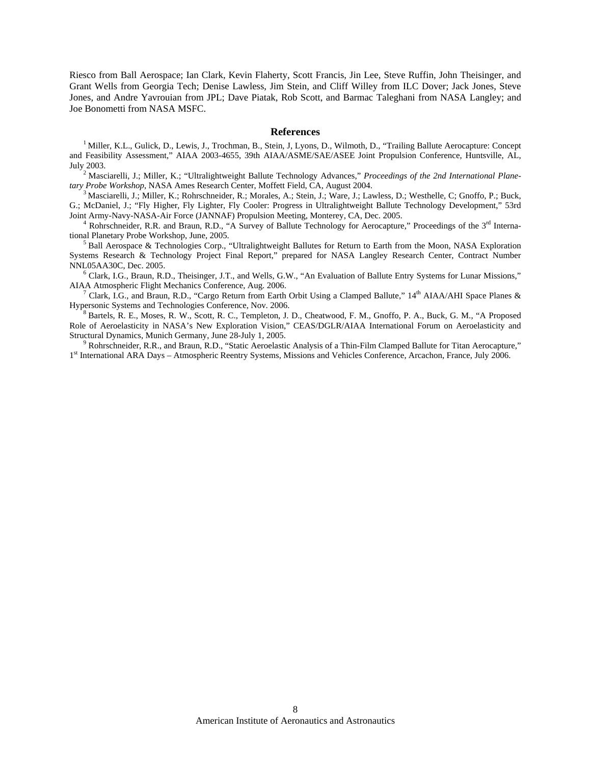Riesco from Ball Aerospace; Ian Clark, Kevin Flaherty, Scott Francis, Jin Lee, Steve Ruffin, John Theisinger, and Grant Wells from Georgia Tech; Denise Lawless, Jim Stein, and Cliff Willey from ILC Dover; Jack Jones, Steve Jones, and Andre Yavrouian from JPL; Dave Piatak, Rob Scott, and Barmac Taleghani from NASA Langley; and Joe Bonometti from NASA MSFC.

## References

[1] Miller, K.L., Gulick, D., Lewis, J., Trochman, B., Stein, J, Lyons, D., Wilmoth, D., "Trailing Ballute Aerocapture: Concept and Feasibility Assessment," AIAA 2003-4655, 39th AIAA/ASME/SAE/ASEE Joint Propulsion Conference, Huntsville, AL, July 2003.

[2] Masciarelli, J.; Miller, K.; "Ultralightweight Ballute Technology Advances," *Proceedings of the 2nd International Planetary Probe Workshop*, NASA Ames Research Center, Moffett Field, CA, August 2004.

[3] Masciarelli, J.; Miller, K.; Rohrschneider, R.; Morales, A.; Stein, J.; Ware, J.; Lawless, D.; Westhelle, C; Gnoffo, P.; Buck, G.; McDaniel, J.; "Fly Higher, Fly Lighter, Fly Cooler: Progress in Ultralightweight Ballute Technology Development," 53rd Joint Army-Navy-NASA-Air Force (JANNAF) Propulsion Meeting, Monterey, CA, Dec. 2005.

[4] Rohrschneider, R.R. and Braun, R.D., "A Survey of Ballute Technology for Aerocapture," Proceedings of the 3rd International Planetary Probe Workshop, June, 2005.

[5] Ball Aerospace & Technologies Corp., "Ultralightweight Ballutes for Return to Earth from the Moon, NASA Exploration Systems Research & Technology Project Final Report," prepared for NASA Langley Research Center, Contract Number NNL05AA30C, Dec. 2005.

[6] Clark, I.G., Braun, R.D., Theisinger, J.T., and Wells, G.W., "An Evaluation of Ballute Entry Systems for Lunar Missions," AIAA Atmospheric Flight Mechanics Conference, Aug. 2006.

[7] Clark, I.G., and Braun, R.D., "Cargo Return from Earth Orbit Using a Clamped Ballute," 14th AIAA/AHI Space Planes & Hypersonic Systems and Technologies Conference, Nov. 2006.

[8] Bartels, R. E., Moses, R. W., Scott, R. C., Templeton, J. D., Cheatwood, F. M., Gnoffo, P. A., Buck, G. M., "A Proposed Role of Aeroelasticity in NASA's New Exploration Vision," CEAS/DGLR/AIAA International Forum on Aeroelasticity and Structural Dynamics, Munich Germany, June 28-July 1, 2005.

[9] Rohrschneider, R.R., and Braun, R.D., "Static Aeroelastic Analysis of a Thin-Film Clamped Ballute for Titan Aerocapture," 1st International ARA Days – Atmospheric Reentry Systems, Missions and Vehicles Conference, Arcachon, France, July 2006.